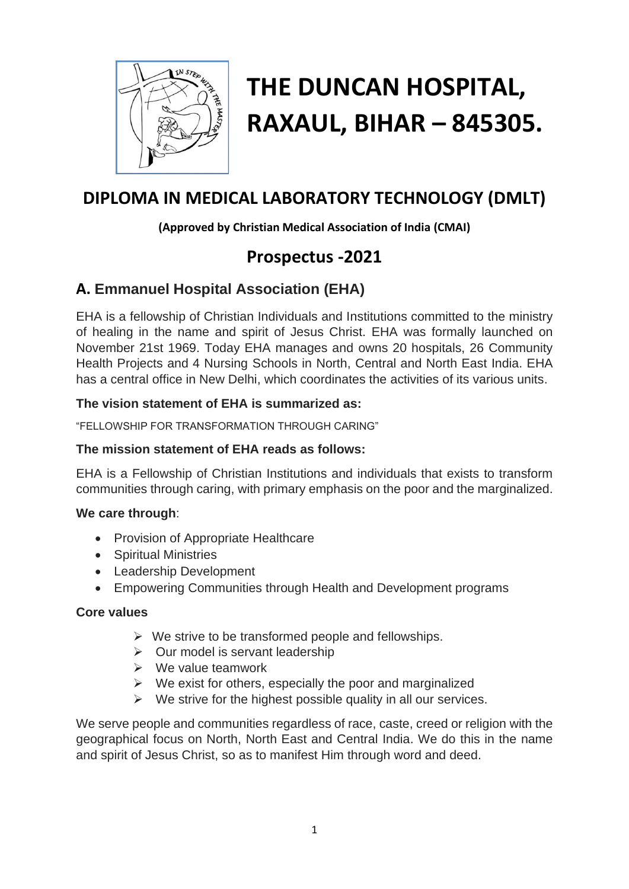# THE DUNCAN HOSPITAL, RAXAUL, BIHAR – 845305.

## DIPLOMA IN MEDICAL LABORATORY TECHNOLOGY (DMLT)

**(Approved by Christian Medical Association of India (CMAI)**

## Prospectus -2021

### A. Emmanuel Hospital Association (EHA)

EHA is a fellowship of Christian Individuals and Institutions committed to the ministry of healing in the name and spirit of Jesus Christ. EHA was formally launched on November 21st 1969. Today EHA manages and owns 20 hospitals, 26 Community Health Projects and 4 Nursing Schools in North, Central and North East India. EHA has a central office in New Delhi, which coordinates the activities of its various units.

**The vision statement of EHA is summarized as:**

"FELLOWSHIP FOR TRANSFORMATION THROUGH CARING"

**The mission statement of EHA reads as follows:**

EHA is a Fellowship of Christian Institutions and individuals that exists to transform communities through caring, with primary emphasis on the poor and the marginalized.

**We care through**:

- Provision of Appropriate Healthcare
- Spiritual Ministries
- Leadership Development
- Empowering Communities through Health and Development programs

**Core values**

- We strive to be transformed people and fellowships.
- Our model is servant leadership
- We value teamwork
- We exist for others, especially the poor and marginalized
- We strive for the highest possible quality in all our services.

We serve people and communities regardless of race, caste, creed or religion with the geographical focus on North, North East and Central India. We do this in the name and spirit of Jesus Christ, so as to manifest Him through word and deed.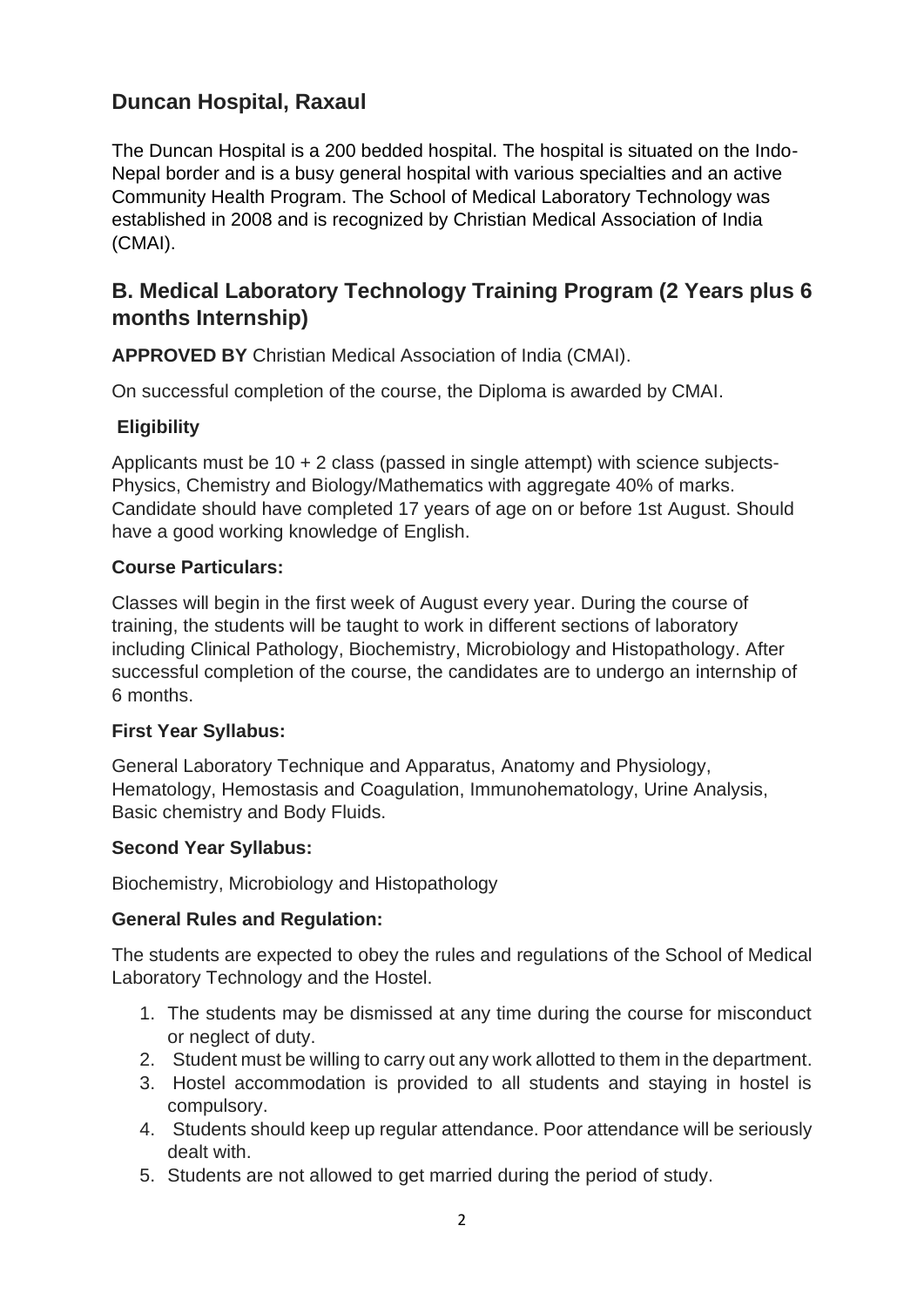## Duncan Hospital, Raxaul

The Duncan Hospital is a 200 bedded hospital. The hospital is situated on the Indo-Nepal border and is a busy general hospital with various specialties and an active Community Health Program. The School of Medical Laboratory Technology was established in 2008 and is recognized by Christian Medical Association of India (CMAI).

## B. Medical Laboratory Technology Training Program (2 Years plus 6 months Internship)

**APPROVED BY** Christian Medical Association of India (CMAI).

On successful completion of the course, the Diploma is awarded by CMAI.

### Eligibility

Applicants must be 10 + 2 class (passed in single attempt) with science subjects- Physics, Chemistry and Biology/Mathematics with aggregate 40% of marks. Candidate should have completed 17 years of age on or before 1st August. Should have a good working knowledge of English.

### Course Particulars:

Classes will begin in the first week of August every year. During the course of training, the students will be taught to work in different sections of laboratory including Clinical Pathology, Biochemistry, Microbiology and Histopathology. After successful completion of the course, the candidates are to undergo an internship of 6 months.

### First Year Syllabus:

General Laboratory Technique and Apparatus, Anatomy and Physiology, Hematology, Hemostasis and Coagulation, Immunohematology, Urine Analysis, Basic chemistry and Body Fluids.

### Second Year Syllabus:

Biochemistry, Microbiology and Histopathology

### General Rules and Regulation:

The students are expected to obey the rules and regulations of the School of Medical Laboratory Technology and the Hostel.

1. The students may be dismissed at any time during the course for misconduct or neglect of duty.
2. Student must be willing to carry out any work allotted to them in the department.
3. Hostel accommodation is provided to all students and staying in hostel is compulsory.
4. Students should keep up regular attendance. Poor attendance will be seriously dealt with.
5. Students are not allowed to get married during the period of study.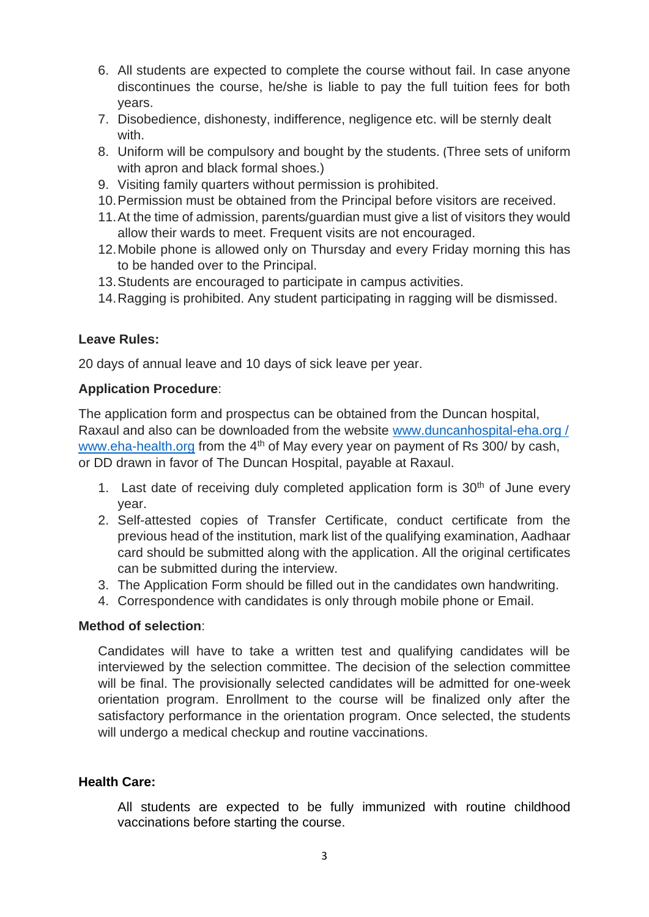6. All students are expected to complete the course without fail. In case anyone discontinues the course, he/she is liable to pay the full tuition fees for both years.
7. Disobedience, dishonesty, indifference, negligence etc. will be sternly dealt with.
8. Uniform will be compulsory and bought by the students. (Three sets of uniform with apron and black formal shoes.)
9. Visiting family quarters without permission is prohibited.
10. Permission must be obtained from the Principal before visitors are received.
11. At the time of admission, parents/guardian must give a list of visitors they would allow their wards to meet. Frequent visits are not encouraged.
12. Mobile phone is allowed only on Thursday and every Friday morning this has to be handed over to the Principal.
13. Students are encouraged to participate in campus activities.
14. Ragging is prohibited. Any student participating in ragging will be dismissed.

**Leave Rules:**

20 days of annual leave and 10 days of sick leave per year.

**Application Procedure**:

The application form and prospectus can be obtained from the Duncan hospital, Raxaul and also can be downloaded from the website www.duncanhospital-eha.org / www.eha-health.org from the 4th of May every year on payment of Rs 300/ by cash, or DD drawn in favor of The Duncan Hospital, payable at Raxaul.

1. Last date of receiving duly completed application form is 30th of June every year.
2. Self-attested copies of Transfer Certificate, conduct certificate from the previous head of the institution, mark list of the qualifying examination, Aadhaar card should be submitted along with the application. All the original certificates can be submitted during the interview.
3. The Application Form should be filled out in the candidates own handwriting.
4. Correspondence with candidates is only through mobile phone or Email.

**Method of selection**:

Candidates will have to take a written test and qualifying candidates will be interviewed by the selection committee. The decision of the selection committee will be final. The provisionally selected candidates will be admitted for one-week orientation program. Enrollment to the course will be finalized only after the satisfactory performance in the orientation program. Once selected, the students will undergo a medical checkup and routine vaccinations.

**Health Care:**

All students are expected to be fully immunized with routine childhood vaccinations before starting the course.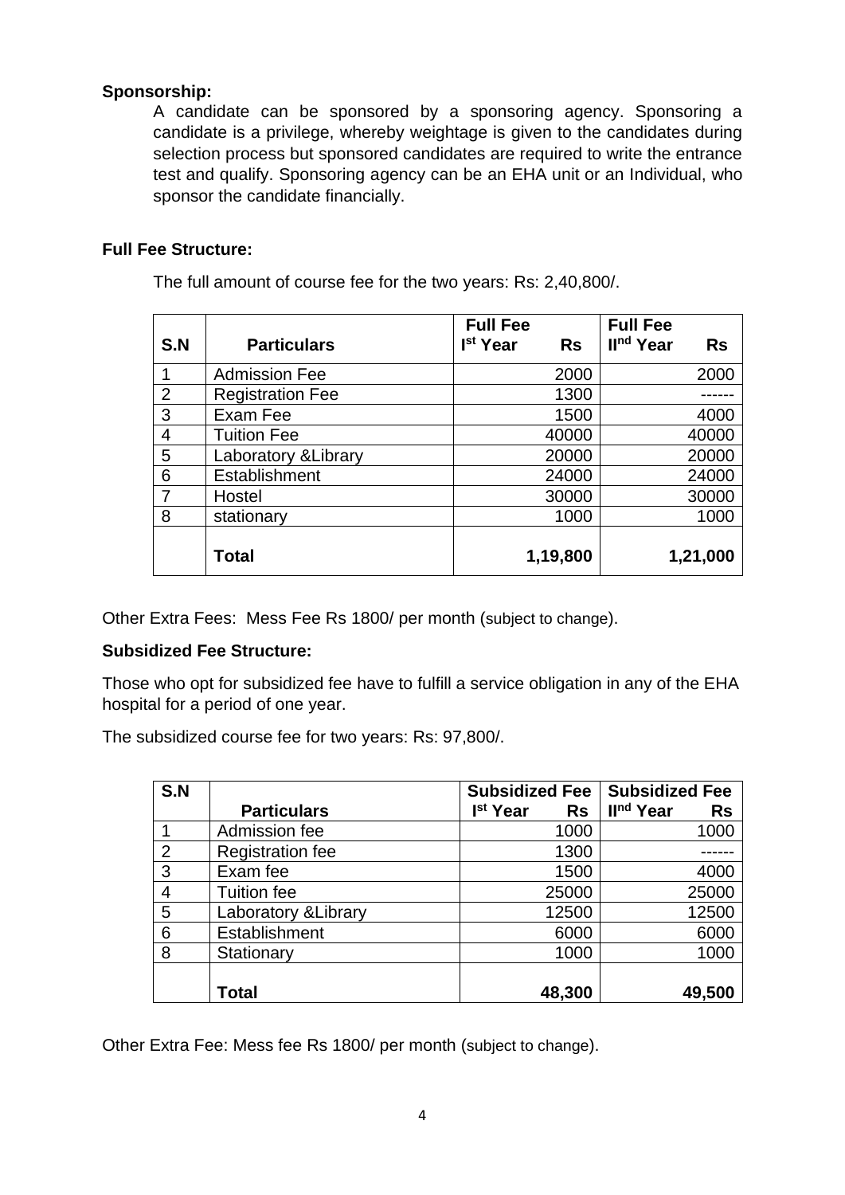**Sponsorship:**

A candidate can be sponsored by a sponsoring agency. Sponsoring a candidate is a privilege, whereby weightage is given to the candidates during selection process but sponsored candidates are required to write the entrance test and qualify. Sponsoring agency can be an EHA unit or an Individual, who sponsor the candidate financially.

**Full Fee Structure:**

The full amount of course fee for the two years: Rs: 2,40,800/.

| S.N | Particulars | Full Fee I[st] Year Rs | Full Fee II[nd] Year Rs |
|---|---|---|---|
| 1 | Admission Fee | 2000 | 2000 |
| 2 | Registration Fee | 1300 | ------ |
| 3 | Exam Fee | 1500 | 4000 |
| 4 | Tuition Fee | 40000 | 40000 |
| 5 | Laboratory &Library | 20000 | 20000 |
| 6 | Establishment | 24000 | 24000 |
| 7 | Hostel | 30000 | 30000 |
| 8 | stationary | 1000 | 1000 |
| | **Total** | **1,19,800** | **1,21,000** |

Other Extra Fees: Mess Fee Rs 1800/ per month (subject to change).

**Subsidized Fee Structure:**

Those who opt for subsidized fee have to fulfill a service obligation in any of the EHA hospital for a period of one year.

The subsidized course fee for two years: Rs: 97,800/.

| S.N | Particulars | Subsidized Fee I[st] Year Rs | Subsidized Fee II[nd] Year Rs |
|---|---|---|---|
| 1 | Admission fee | 1000 | 1000 |
| 2 | Registration fee | 1300 | ------ |
| 3 | Exam fee | 1500 | 4000 |
| 4 | Tuition fee | 25000 | 25000 |
| 5 | Laboratory &Library | 12500 | 12500 |
| 6 | Establishment | 6000 | 6000 |
| 8 | Stationary | 1000 | 1000 |
| | **Total** | **48,300** | **49,500** |

Other Extra Fee: Mess fee Rs 1800/ per month (subject to change).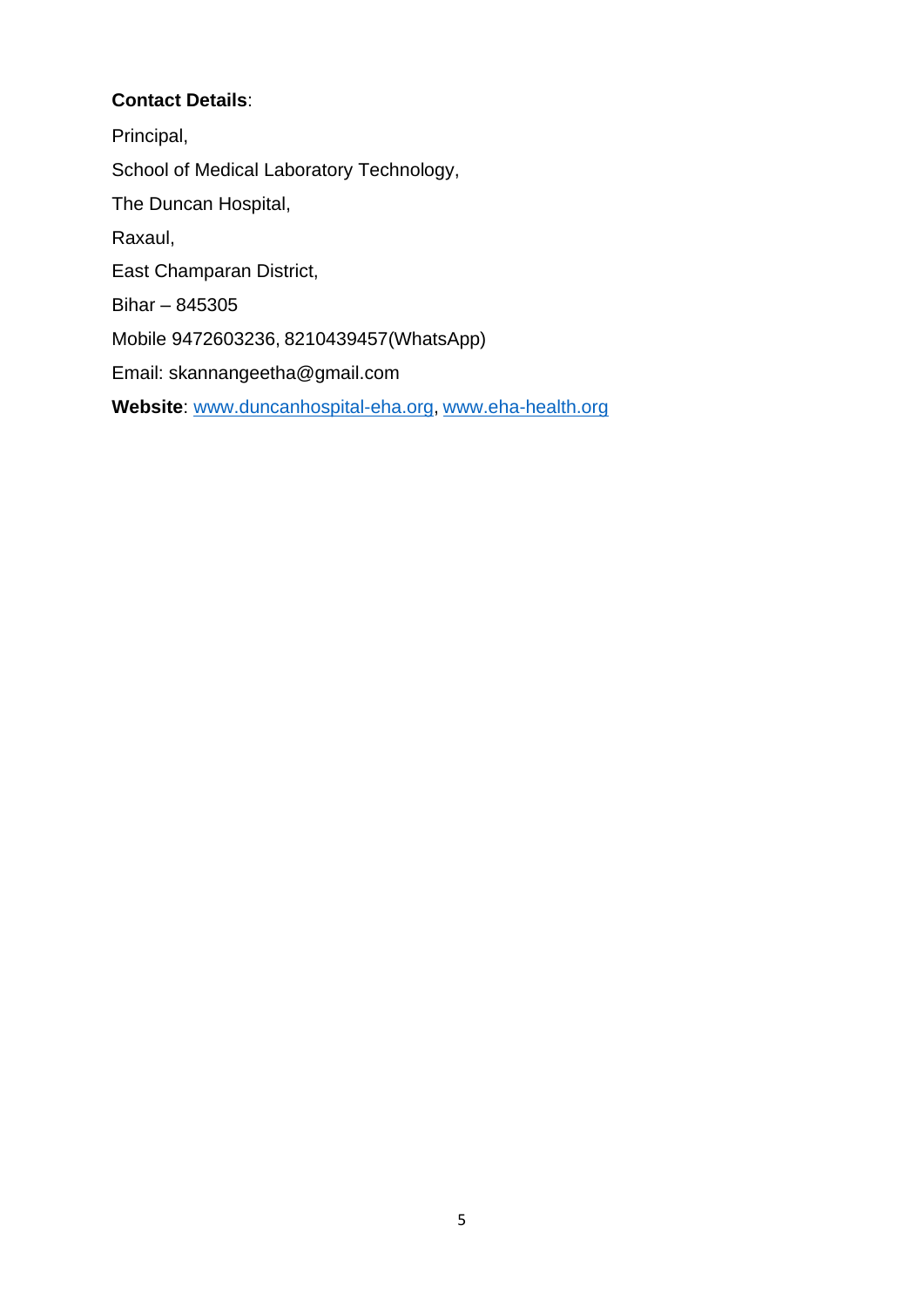**Contact Details**:

Principal,

School of Medical Laboratory Technology,

The Duncan Hospital,

Raxaul,

East Champaran District,

Bihar – 845305

Mobile 9472603236, 8210439457(WhatsApp)

Email: skannangeetha@gmail.com

**Website**: www.duncanhospital-eha.org, www.eha-health.org